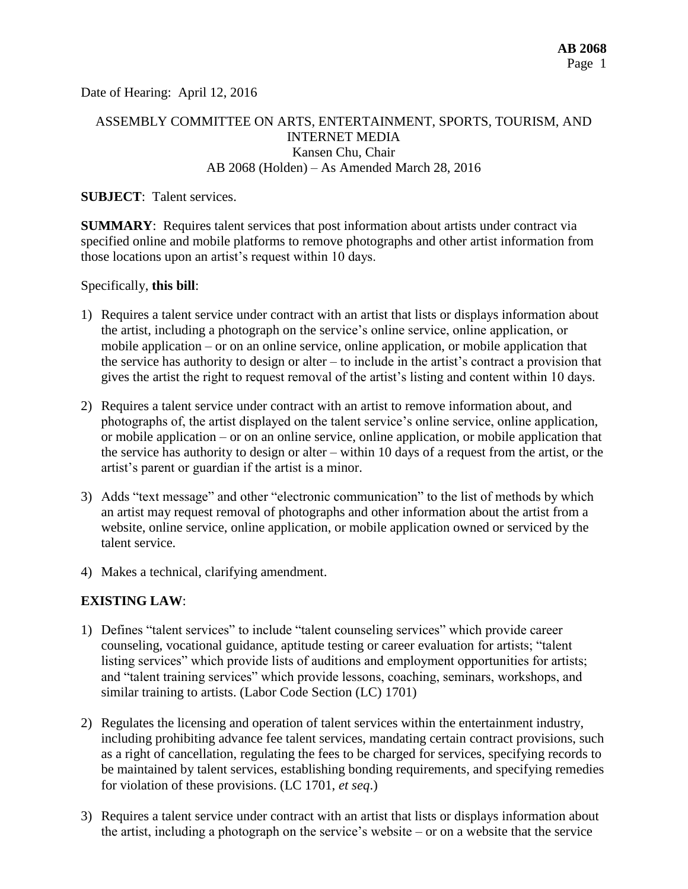Date of Hearing: April 12, 2016

ASSEMBLY COMMITTEE ON ARTS, ENTERTAINMENT, SPORTS, TOURISM, AND INTERNET MEDIA
Kansen Chu, Chair
AB 2068 (Holden) – As Amended March 28, 2016

**SUBJECT**: Talent services.

**SUMMARY**: Requires talent services that post information about artists under contract via specified online and mobile platforms to remove photographs and other artist information from those locations upon an artist's request within 10 days.

Specifically, **this bill**:

1) Requires a talent service under contract with an artist that lists or displays information about the artist, including a photograph on the service's online service, online application, or mobile application – or on an online service, online application, or mobile application that the service has authority to design or alter – to include in the artist's contract a provision that gives the artist the right to request removal of the artist's listing and content within 10 days.

2) Requires a talent service under contract with an artist to remove information about, and photographs of, the artist displayed on the talent service's online service, online application, or mobile application – or on an online service, online application, or mobile application that the service has authority to design or alter – within 10 days of a request from the artist, or the artist's parent or guardian if the artist is a minor.

3) Adds "text message" and other "electronic communication" to the list of methods by which an artist may request removal of photographs and other information about the artist from a website, online service, online application, or mobile application owned or serviced by the talent service.

4) Makes a technical, clarifying amendment.

**EXISTING LAW**:

1) Defines "talent services" to include "talent counseling services" which provide career counseling, vocational guidance, aptitude testing or career evaluation for artists; "talent listing services" which provide lists of auditions and employment opportunities for artists; and "talent training services" which provide lessons, coaching, seminars, workshops, and similar training to artists. (Labor Code Section (LC) 1701)

2) Regulates the licensing and operation of talent services within the entertainment industry, including prohibiting advance fee talent services, mandating certain contract provisions, such as a right of cancellation, regulating the fees to be charged for services, specifying records to be maintained by talent services, establishing bonding requirements, and specifying remedies for violation of these provisions. (LC 1701, *et seq*.)

3) Requires a talent service under contract with an artist that lists or displays information about the artist, including a photograph on the service's website – or on a website that the service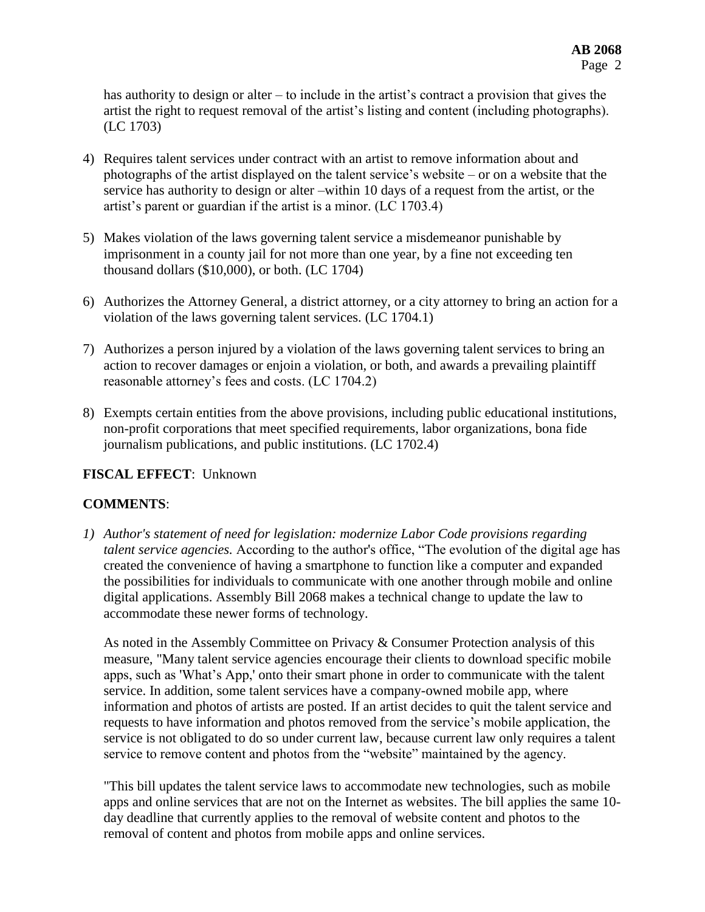has authority to design or alter – to include in the artist's contract a provision that gives the artist the right to request removal of the artist's listing and content (including photographs). (LC 1703)

4) Requires talent services under contract with an artist to remove information about and photographs of the artist displayed on the talent service's website – or on a website that the service has authority to design or alter –within 10 days of a request from the artist, or the artist's parent or guardian if the artist is a minor. (LC 1703.4)

5) Makes violation of the laws governing talent service a misdemeanor punishable by imprisonment in a county jail for not more than one year, by a fine not exceeding ten thousand dollars ($10,000), or both. (LC 1704)

6) Authorizes the Attorney General, a district attorney, or a city attorney to bring an action for a violation of the laws governing talent services. (LC 1704.1)

7) Authorizes a person injured by a violation of the laws governing talent services to bring an action to recover damages or enjoin a violation, or both, and awards a prevailing plaintiff reasonable attorney's fees and costs. (LC 1704.2)

8) Exempts certain entities from the above provisions, including public educational institutions, non-profit corporations that meet specified requirements, labor organizations, bona fide journalism publications, and public institutions. (LC 1702.4)

**FISCAL EFFECT**: Unknown

**COMMENTS**:

1) *Author's statement of need for legislation: modernize Labor Code provisions regarding talent service agencies.* According to the author's office, "The evolution of the digital age has created the convenience of having a smartphone to function like a computer and expanded the possibilities for individuals to communicate with one another through mobile and online digital applications. Assembly Bill 2068 makes a technical change to update the law to accommodate these newer forms of technology.

   As noted in the Assembly Committee on Privacy & Consumer Protection analysis of this measure, "Many talent service agencies encourage their clients to download specific mobile apps, such as 'What's App,' onto their smart phone in order to communicate with the talent service. In addition, some talent services have a company-owned mobile app, where information and photos of artists are posted. If an artist decides to quit the talent service and requests to have information and photos removed from the service's mobile application, the service is not obligated to do so under current law, because current law only requires a talent service to remove content and photos from the "website" maintained by the agency.

   "This bill updates the talent service laws to accommodate new technologies, such as mobile apps and online services that are not on the Internet as websites. The bill applies the same 10-day deadline that currently applies to the removal of website content and photos to the removal of content and photos from mobile apps and online services.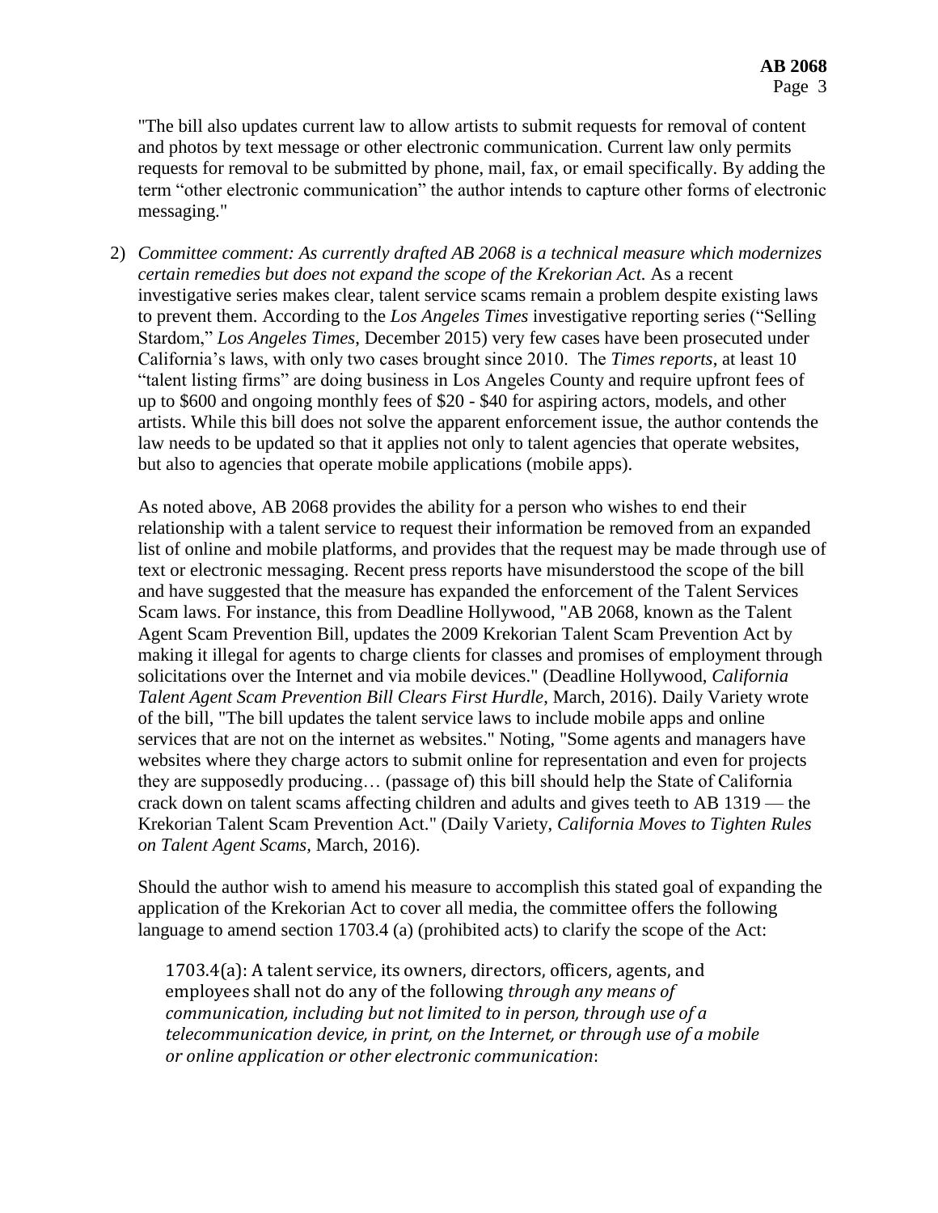"The bill also updates current law to allow artists to submit requests for removal of content and photos by text message or other electronic communication. Current law only permits requests for removal to be submitted by phone, mail, fax, or email specifically. By adding the term "other electronic communication" the author intends to capture other forms of electronic messaging."

2) *Committee comment: As currently drafted AB 2068 is a technical measure which modernizes certain remedies but does not expand the scope of the Krekorian Act.* As a recent investigative series makes clear, talent service scams remain a problem despite existing laws to prevent them. According to the *Los Angeles Times* investigative reporting series ("Selling Stardom," *Los Angeles Times*, December 2015) very few cases have been prosecuted under California's laws, with only two cases brought since 2010. The *Times reports*, at least 10 "talent listing firms" are doing business in Los Angeles County and require upfront fees of up to $600 and ongoing monthly fees of $20 - $40 for aspiring actors, models, and other artists. While this bill does not solve the apparent enforcement issue, the author contends the law needs to be updated so that it applies not only to talent agencies that operate websites, but also to agencies that operate mobile applications (mobile apps).

   As noted above, AB 2068 provides the ability for a person who wishes to end their relationship with a talent service to request their information be removed from an expanded list of online and mobile platforms, and provides that the request may be made through use of text or electronic messaging. Recent press reports have misunderstood the scope of the bill and have suggested that the measure has expanded the enforcement of the Talent Services Scam laws. For instance, this from Deadline Hollywood, "AB 2068, known as the Talent Agent Scam Prevention Bill, updates the 2009 Krekorian Talent Scam Prevention Act by making it illegal for agents to charge clients for classes and promises of employment through solicitations over the Internet and via mobile devices." (Deadline Hollywood, *California Talent Agent Scam Prevention Bill Clears First Hurdle*, March, 2016). Daily Variety wrote of the bill, "The bill updates the talent service laws to include mobile apps and online services that are not on the internet as websites." Noting, "Some agents and managers have websites where they charge actors to submit online for representation and even for projects they are supposedly producing… (passage of) this bill should help the State of California crack down on talent scams affecting children and adults and gives teeth to AB 1319 — the Krekorian Talent Scam Prevention Act." (Daily Variety, *California Moves to Tighten Rules on Talent Agent Scams*, March, 2016).

   Should the author wish to amend his measure to accomplish this stated goal of expanding the application of the Krekorian Act to cover all media, the committee offers the following language to amend section 1703.4 (a) (prohibited acts) to clarify the scope of the Act:

   > 1703.4(a): A talent service, its owners, directors, officers, agents, and employees shall not do any of the following *through any means of communication, including but not limited to in person, through use of a telecommunication device, in print, on the Internet, or through use of a mobile or online application or other electronic communication*: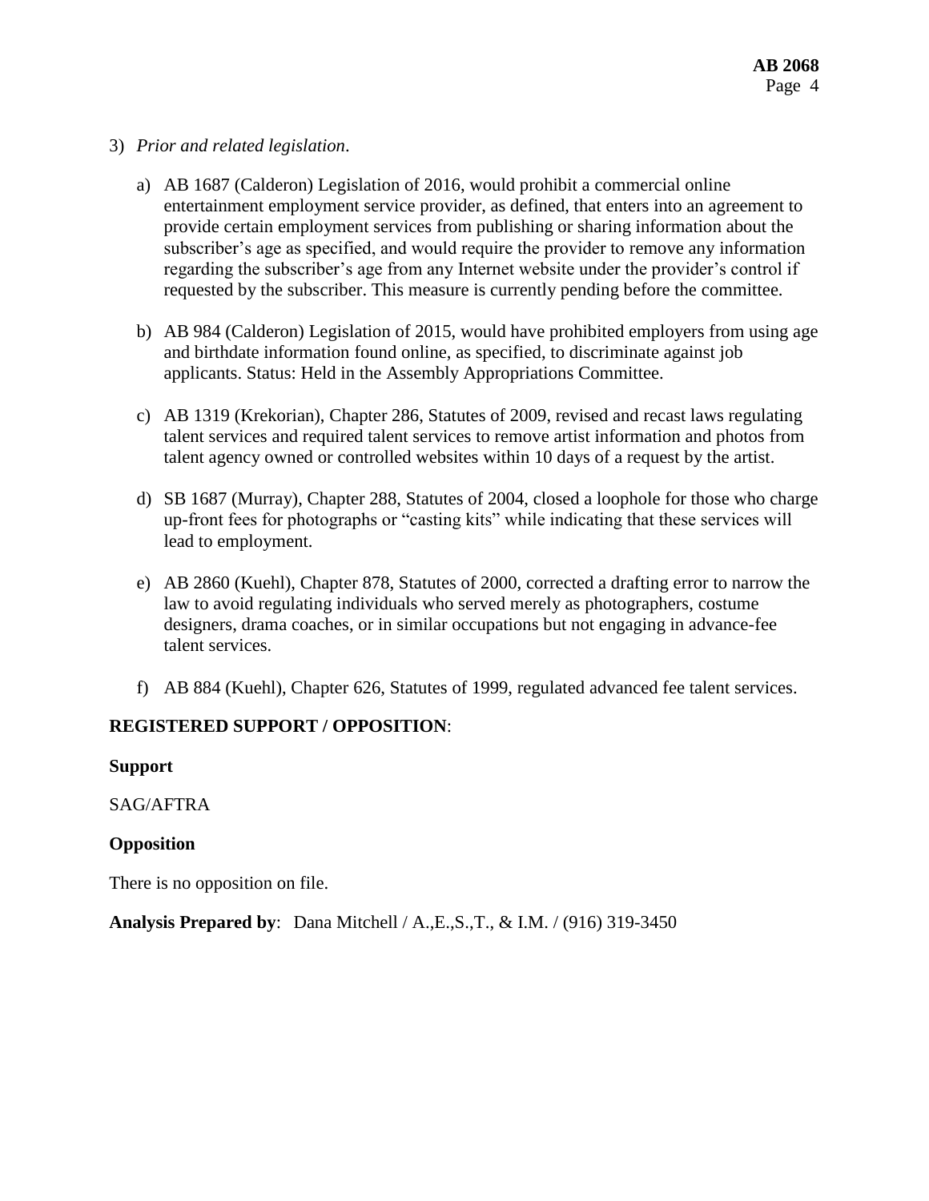3) *Prior and related legislation*.

   a) AB 1687 (Calderon) Legislation of 2016, would prohibit a commercial online entertainment employment service provider, as defined, that enters into an agreement to provide certain employment services from publishing or sharing information about the subscriber's age as specified, and would require the provider to remove any information regarding the subscriber's age from any Internet website under the provider's control if requested by the subscriber. This measure is currently pending before the committee.

   b) AB 984 (Calderon) Legislation of 2015, would have prohibited employers from using age and birthdate information found online, as specified, to discriminate against job applicants. Status: Held in the Assembly Appropriations Committee.

   c) AB 1319 (Krekorian), Chapter 286, Statutes of 2009, revised and recast laws regulating talent services and required talent services to remove artist information and photos from talent agency owned or controlled websites within 10 days of a request by the artist.

   d) SB 1687 (Murray), Chapter 288, Statutes of 2004, closed a loophole for those who charge up-front fees for photographs or "casting kits" while indicating that these services will lead to employment.

   e) AB 2860 (Kuehl), Chapter 878, Statutes of 2000, corrected a drafting error to narrow the law to avoid regulating individuals who served merely as photographers, costume designers, drama coaches, or in similar occupations but not engaging in advance-fee talent services.

   f) AB 884 (Kuehl), Chapter 626, Statutes of 1999, regulated advanced fee talent services.

**REGISTERED SUPPORT / OPPOSITION**:

**Support**

SAG/AFTRA

**Opposition**

There is no opposition on file.

**Analysis Prepared by**: Dana Mitchell / A.,E.,S.,T., & I.M. / (916) 319-3450